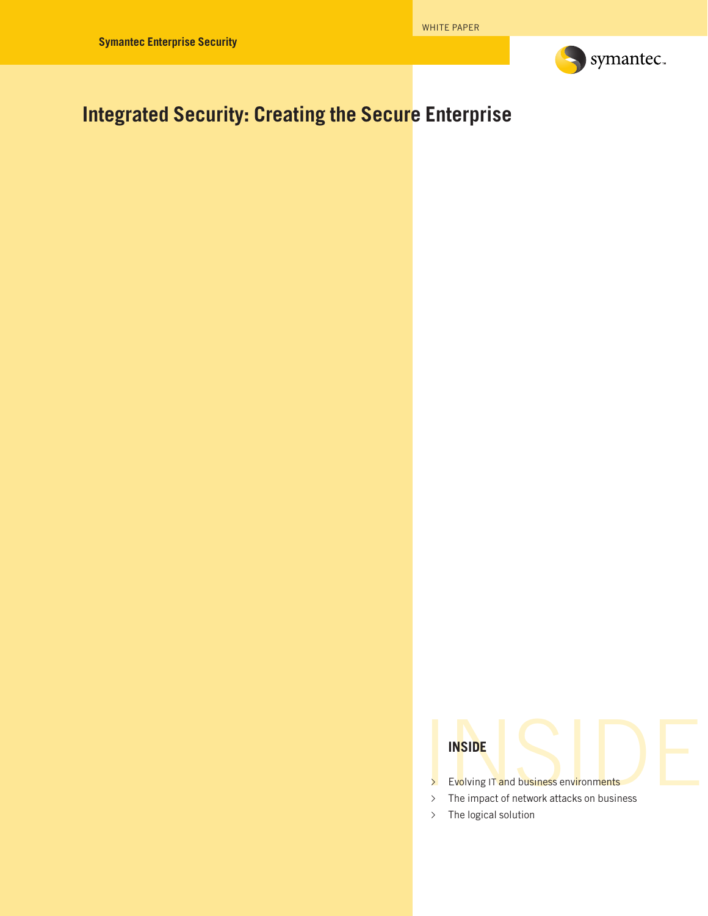Symantec Enterprise Security

WHITE PAPER

# Integrated Security: Creating the Secure Enterprise

**INSIDE**

- Evolving IT and business environments
- The impact of network attacks on business
- The logical solution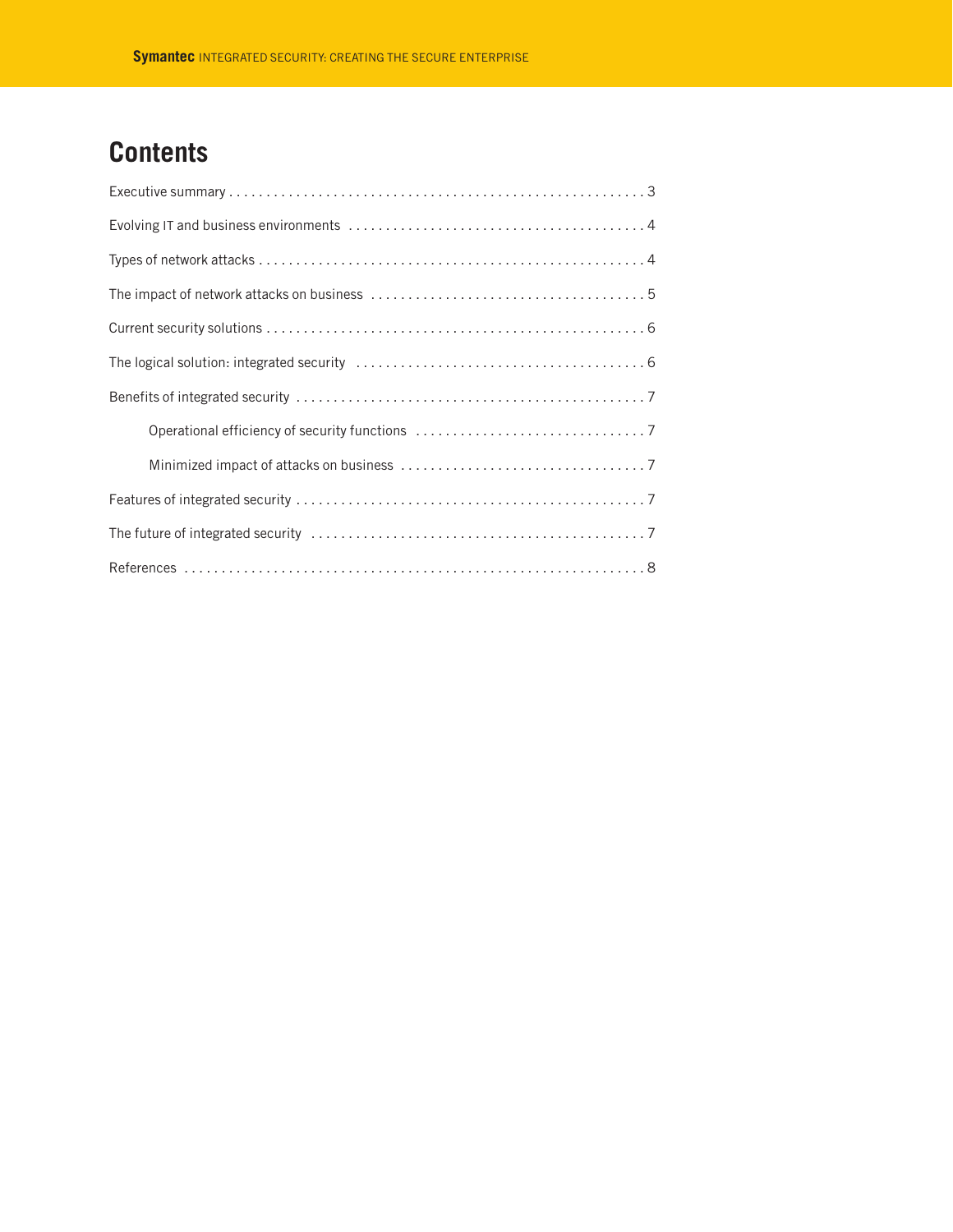# Contents

Executive summary . . . . . . . . . . . . . . . . . . . . . . . . . . . . . . . . . . . . . . . . . . . . . . . . . . . . . . . 3

Evolving IT and business environments . . . . . . . . . . . . . . . . . . . . . . . . . . . . . . . . . . . . . . . 4

Types of network attacks . . . . . . . . . . . . . . . . . . . . . . . . . . . . . . . . . . . . . . . . . . . . . . . . . . 4

The impact of network attacks on business . . . . . . . . . . . . . . . . . . . . . . . . . . . . . . . . . . . . 5

Current security solutions . . . . . . . . . . . . . . . . . . . . . . . . . . . . . . . . . . . . . . . . . . . . . . . . . 6

The logical solution: integrated security . . . . . . . . . . . . . . . . . . . . . . . . . . . . . . . . . . . . . . 6

Benefits of integrated security . . . . . . . . . . . . . . . . . . . . . . . . . . . . . . . . . . . . . . . . . . . . . . 7

- Operational efficiency of security functions . . . . . . . . . . . . . . . . . . . . . . . . . . . . . . . 7
- Minimized impact of attacks on business . . . . . . . . . . . . . . . . . . . . . . . . . . . . . . . . . 7

Features of integrated security . . . . . . . . . . . . . . . . . . . . . . . . . . . . . . . . . . . . . . . . . . . . . . 7

The future of integrated security . . . . . . . . . . . . . . . . . . . . . . . . . . . . . . . . . . . . . . . . . . . . 7

References . . . . . . . . . . . . . . . . . . . . . . . . . . . . . . . . . . . . . . . . . . . . . . . . . . . . . . . . . . . . . 8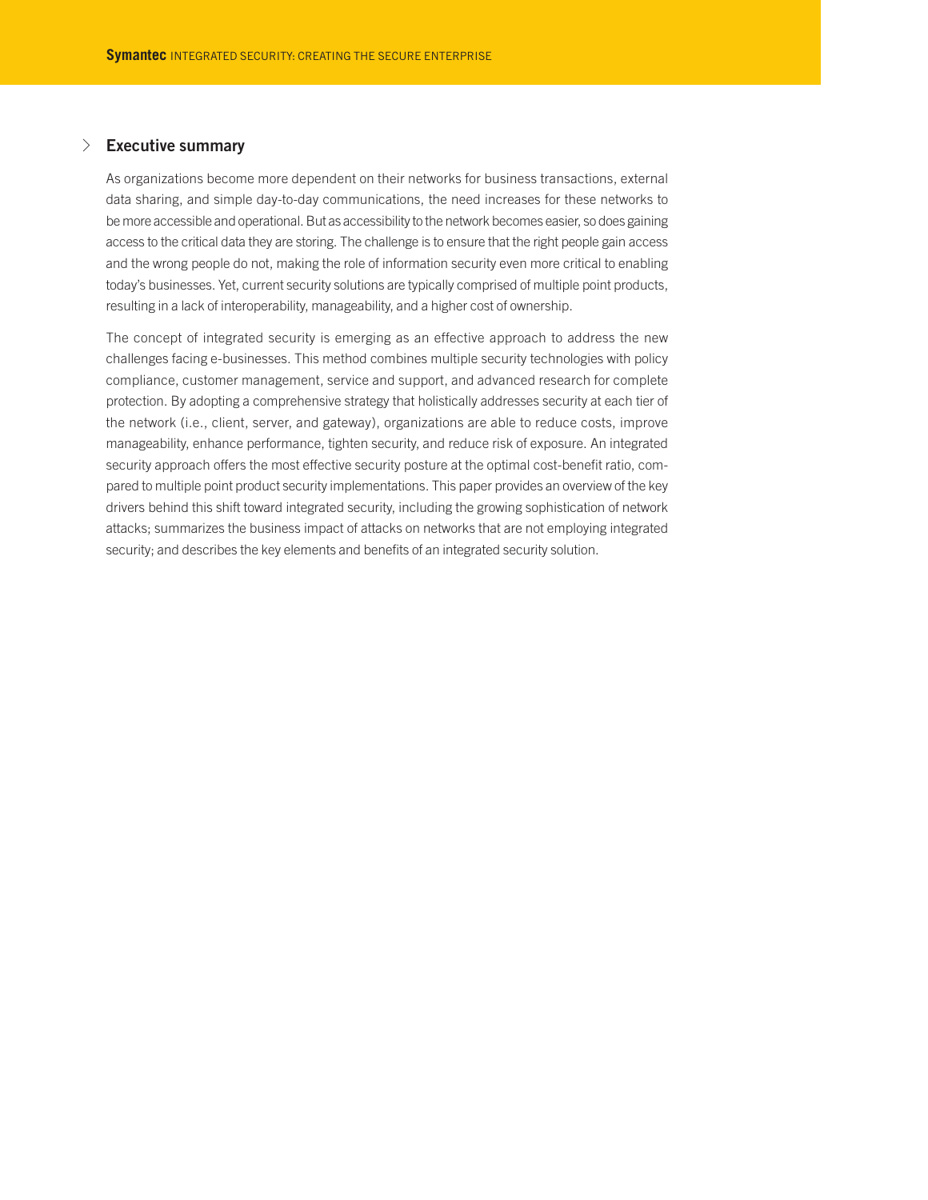## Executive summary

As organizations become more dependent on their networks for business transactions, external data sharing, and simple day-to-day communications, the need increases for these networks to be more accessible and operational. But as accessibility to the network becomes easier, so does gaining access to the critical data they are storing. The challenge is to ensure that the right people gain access and the wrong people do not, making the role of information security even more critical to enabling today's businesses. Yet, current security solutions are typically comprised of multiple point products, resulting in a lack of interoperability, manageability, and a higher cost of ownership.

The concept of integrated security is emerging as an effective approach to address the new challenges facing e-businesses. This method combines multiple security technologies with policy compliance, customer management, service and support, and advanced research for complete protection. By adopting a comprehensive strategy that holistically addresses security at each tier of the network (i.e., client, server, and gateway), organizations are able to reduce costs, improve manageability, enhance performance, tighten security, and reduce risk of exposure. An integrated security approach offers the most effective security posture at the optimal cost-benefit ratio, compared to multiple point product security implementations. This paper provides an overview of the key drivers behind this shift toward integrated security, including the growing sophistication of network attacks; summarizes the business impact of attacks on networks that are not employing integrated security; and describes the key elements and benefits of an integrated security solution.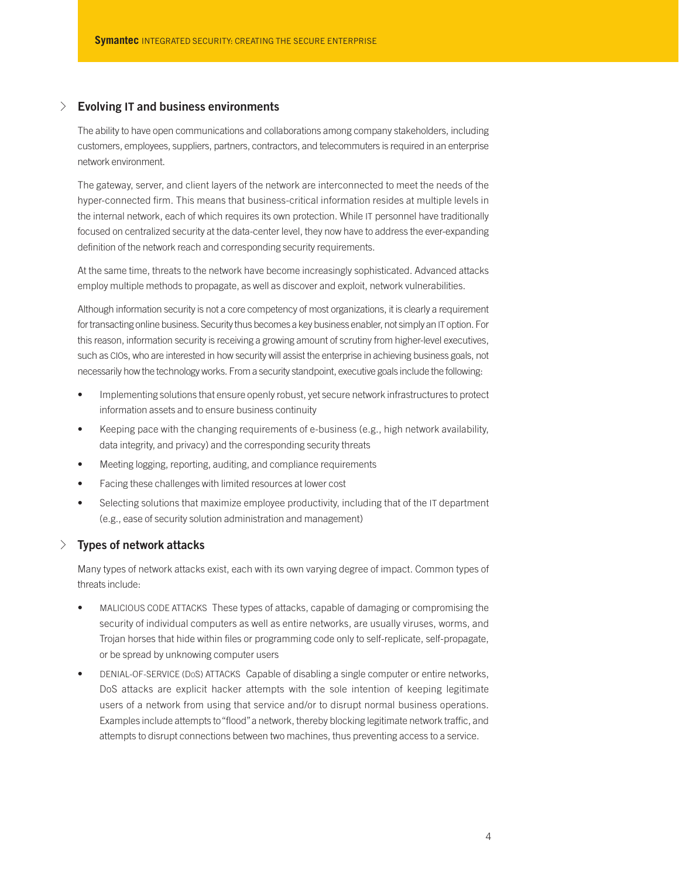## Evolving IT and business environments

The ability to have open communications and collaborations among company stakeholders, including customers, employees, suppliers, partners, contractors, and telecommuters is required in an enterprise network environment.

The gateway, server, and client layers of the network are interconnected to meet the needs of the hyper-connected firm. This means that business-critical information resides at multiple levels in the internal network, each of which requires its own protection. While IT personnel have traditionally focused on centralized security at the data-center level, they now have to address the ever-expanding definition of the network reach and corresponding security requirements.

At the same time, threats to the network have become increasingly sophisticated. Advanced attacks employ multiple methods to propagate, as well as discover and exploit, network vulnerabilities.

Although information security is not a core competency of most organizations, it is clearly a requirement for transacting online business. Security thus becomes a key business enabler, not simply an IT option. For this reason, information security is receiving a growing amount of scrutiny from higher-level executives, such as CIOs, who are interested in how security will assist the enterprise in achieving business goals, not necessarily how the technology works. From a security standpoint, executive goals include the following:

- Implementing solutions that ensure openly robust, yet secure network infrastructures to protect information assets and to ensure business continuity
- Keeping pace with the changing requirements of e-business (e.g., high network availability, data integrity, and privacy) and the corresponding security threats
- Meeting logging, reporting, auditing, and compliance requirements
- Facing these challenges with limited resources at lower cost
- Selecting solutions that maximize employee productivity, including that of the IT department (e.g., ease of security solution administration and management)

## Types of network attacks

Many types of network attacks exist, each with its own varying degree of impact. Common types of threats include:

- MALICIOUS CODE ATTACKS These types of attacks, capable of damaging or compromising the security of individual computers as well as entire networks, are usually viruses, worms, and Trojan horses that hide within files or programming code only to self-replicate, self-propagate, or be spread by unknowing computer users
- DENIAL-OF-SERVICE (DoS) ATTACKS Capable of disabling a single computer or entire networks, DoS attacks are explicit hacker attempts with the sole intention of keeping legitimate users of a network from using that service and/or to disrupt normal business operations. Examples include attempts to "flood" a network, thereby blocking legitimate network traffic, and attempts to disrupt connections between two machines, thus preventing access to a service.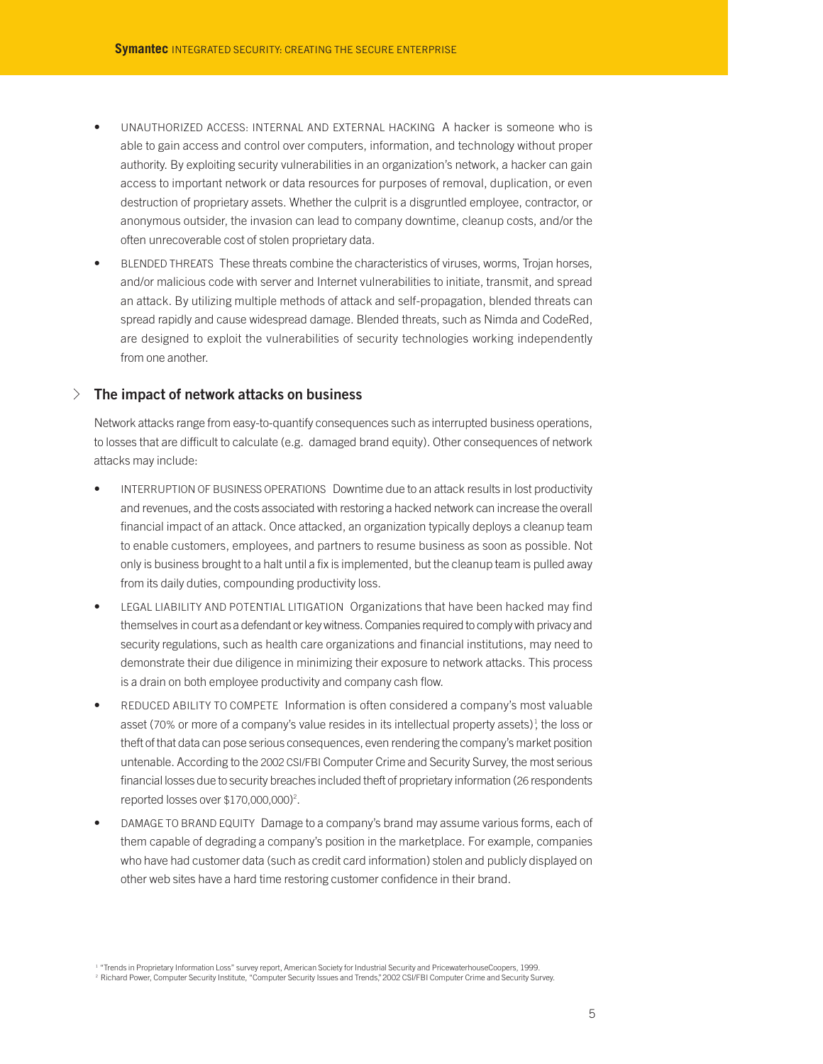- UNAUTHORIZED ACCESS: INTERNAL AND EXTERNAL HACKING A hacker is someone who is able to gain access and control over computers, information, and technology without proper authority. By exploiting security vulnerabilities in an organization's network, a hacker can gain access to important network or data resources for purposes of removal, duplication, or even destruction of proprietary assets. Whether the culprit is a disgruntled employee, contractor, or anonymous outsider, the invasion can lead to company downtime, cleanup costs, and/or the often unrecoverable cost of stolen proprietary data.
- BLENDED THREATS These threats combine the characteristics of viruses, worms, Trojan horses, and/or malicious code with server and Internet vulnerabilities to initiate, transmit, and spread an attack. By utilizing multiple methods of attack and self-propagation, blended threats can spread rapidly and cause widespread damage. Blended threats, such as Nimda and CodeRed, are designed to exploit the vulnerabilities of security technologies working independently from one another.

## The impact of network attacks on business

Network attacks range from easy-to-quantify consequences such as interrupted business operations, to losses that are difficult to calculate (e.g. damaged brand equity). Other consequences of network attacks may include:

- INTERRUPTION OF BUSINESS OPERATIONS Downtime due to an attack results in lost productivity and revenues, and the costs associated with restoring a hacked network can increase the overall financial impact of an attack. Once attacked, an organization typically deploys a cleanup team to enable customers, employees, and partners to resume business as soon as possible. Not only is business brought to a halt until a fix is implemented, but the cleanup team is pulled away from its daily duties, compounding productivity loss.
- LEGAL LIABILITY AND POTENTIAL LITIGATION Organizations that have been hacked may find themselves in court as a defendant or key witness. Companies required to comply with privacy and security regulations, such as health care organizations and financial institutions, may need to demonstrate their due diligence in minimizing their exposure to network attacks. This process is a drain on both employee productivity and company cash flow.
- REDUCED ABILITY TO COMPETE Information is often considered a company's most valuable asset (70% or more of a company's value resides in its intellectual property assets)[1]; the loss or theft of that data can pose serious consequences, even rendering the company's market position untenable. According to the 2002 CSI/FBI Computer Crime and Security Survey, the most serious financial losses due to security breaches included theft of proprietary information (26 respondents reported losses over $170,000,000)[2].
- DAMAGE TO BRAND EQUITY Damage to a company's brand may assume various forms, each of them capable of degrading a company's position in the marketplace. For example, companies who have had customer data (such as credit card information) stolen and publicly displayed on other web sites have a hard time restoring customer confidence in their brand.

[1] "Trends in Proprietary Information Loss" survey report, American Society for Industrial Security and PricewaterhouseCoopers, 1999.
[2] Richard Power, Computer Security Institute, "Computer Security Issues and Trends," 2002 CSI/FBI Computer Crime and Security Survey.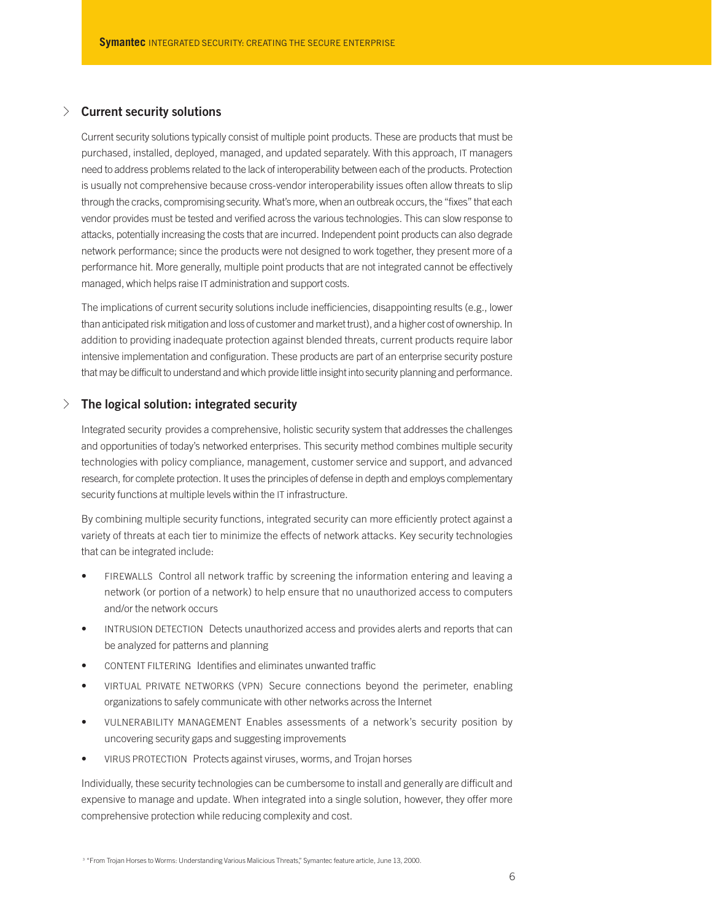## Current security solutions

Current security solutions typically consist of multiple point products. These are products that must be purchased, installed, deployed, managed, and updated separately. With this approach, IT managers need to address problems related to the lack of interoperability between each of the products. Protection is usually not comprehensive because cross-vendor interoperability issues often allow threats to slip through the cracks, compromising security. What's more, when an outbreak occurs, the "fixes" that each vendor provides must be tested and verified across the various technologies. This can slow response to attacks, potentially increasing the costs that are incurred. Independent point products can also degrade network performance; since the products were not designed to work together, they present more of a performance hit. More generally, multiple point products that are not integrated cannot be effectively managed, which helps raise IT administration and support costs.

The implications of current security solutions include inefficiencies, disappointing results (e.g., lower than anticipated risk mitigation and loss of customer and market trust), and a higher cost of ownership. In addition to providing inadequate protection against blended threats, current products require labor intensive implementation and configuration. These products are part of an enterprise security posture that may be difficult to understand and which provide little insight into security planning and performance.

## The logical solution: integrated security

Integrated security provides a comprehensive, holistic security system that addresses the challenges and opportunities of today's networked enterprises. This security method combines multiple security technologies with policy compliance, management, customer service and support, and advanced research, for complete protection. It uses the principles of defense in depth and employs complementary security functions at multiple levels within the IT infrastructure.

By combining multiple security functions, integrated security can more efficiently protect against a variety of threats at each tier to minimize the effects of network attacks. Key security technologies that can be integrated include:

- FIREWALLS Control all network traffic by screening the information entering and leaving a network (or portion of a network) to help ensure that no unauthorized access to computers and/or the network occurs
- INTRUSION DETECTION Detects unauthorized access and provides alerts and reports that can be analyzed for patterns and planning
- CONTENT FILTERING Identifies and eliminates unwanted traffic
- VIRTUAL PRIVATE NETWORKS (VPN) Secure connections beyond the perimeter, enabling organizations to safely communicate with other networks across the Internet
- VULNERABILITY MANAGEMENT Enables assessments of a network's security position by uncovering security gaps and suggesting improvements
- VIRUS PROTECTION Protects against viruses, worms, and Trojan horses

Individually, these security technologies can be cumbersome to install and generally are difficult and expensive to manage and update. When integrated into a single solution, however, they offer more comprehensive protection while reducing complexity and cost.

[3] "From Trojan Horses to Worms: Understanding Various Malicious Threats," Symantec feature article, June 13, 2000.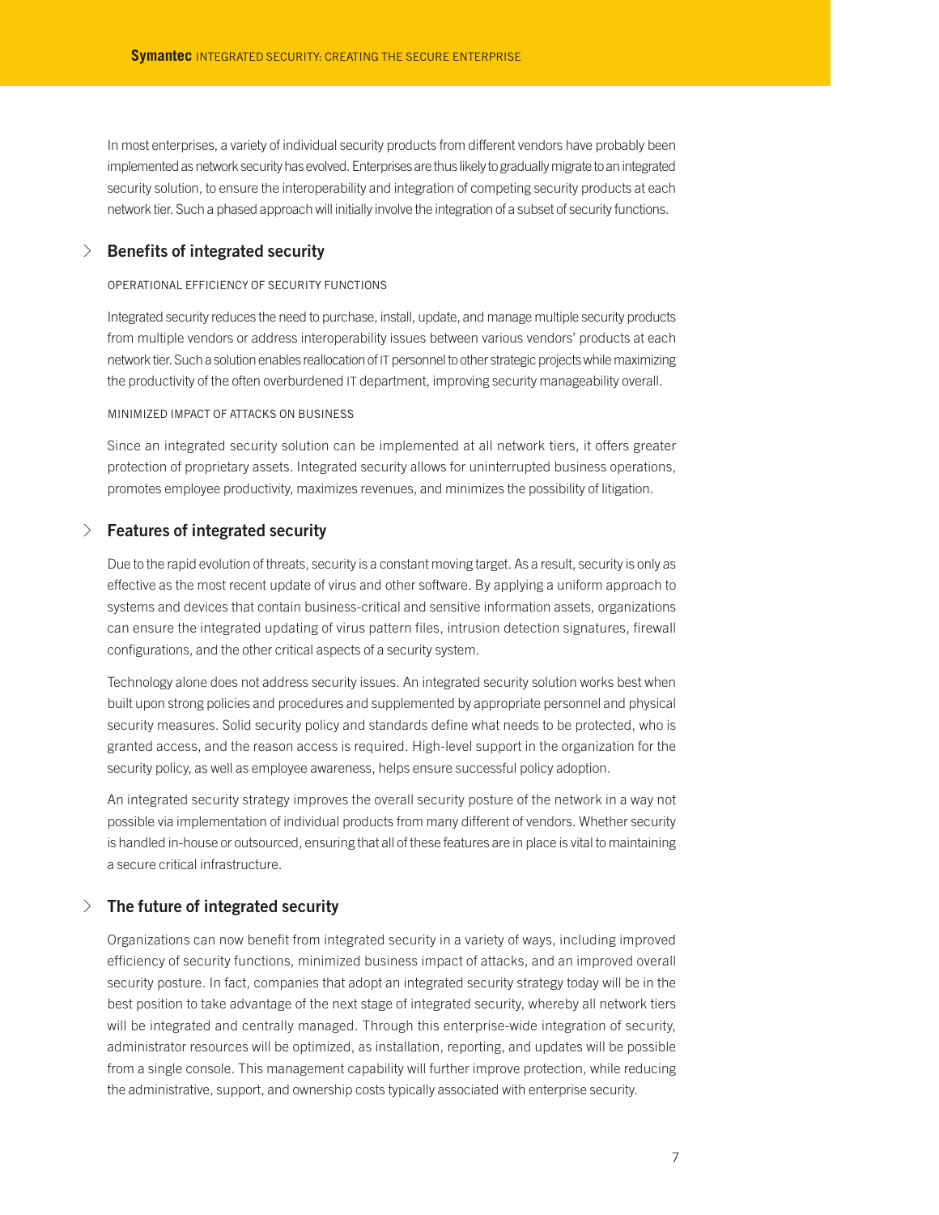In most enterprises, a variety of individual security products from different vendors have probably been implemented as network security has evolved. Enterprises are thus likely to gradually migrate to an integrated security solution, to ensure the interoperability and integration of competing security products at each network tier. Such a phased approach will initially involve the integration of a subset of security functions.

## Benefits of integrated security

OPERATIONAL EFFICIENCY OF SECURITY FUNCTIONS

Integrated security reduces the need to purchase, install, update, and manage multiple security products from multiple vendors or address interoperability issues between various vendors' products at each network tier. Such a solution enables reallocation of IT personnel to other strategic projects while maximizing the productivity of the often overburdened IT department, improving security manageability overall.

MINIMIZED IMPACT OF ATTACKS ON BUSINESS

Since an integrated security solution can be implemented at all network tiers, it offers greater protection of proprietary assets. Integrated security allows for uninterrupted business operations, promotes employee productivity, maximizes revenues, and minimizes the possibility of litigation.

## Features of integrated security

Due to the rapid evolution of threats, security is a constant moving target. As a result, security is only as effective as the most recent update of virus and other software. By applying a uniform approach to systems and devices that contain business-critical and sensitive information assets, organizations can ensure the integrated updating of virus pattern files, intrusion detection signatures, firewall configurations, and the other critical aspects of a security system.

Technology alone does not address security issues. An integrated security solution works best when built upon strong policies and procedures and supplemented by appropriate personnel and physical security measures. Solid security policy and standards define what needs to be protected, who is granted access, and the reason access is required. High-level support in the organization for the security policy, as well as employee awareness, helps ensure successful policy adoption.

An integrated security strategy improves the overall security posture of the network in a way not possible via implementation of individual products from many different of vendors. Whether security is handled in-house or outsourced, ensuring that all of these features are in place is vital to maintaining a secure critical infrastructure.

## The future of integrated security

Organizations can now benefit from integrated security in a variety of ways, including improved efficiency of security functions, minimized business impact of attacks, and an improved overall security posture. In fact, companies that adopt an integrated security strategy today will be in the best position to take advantage of the next stage of integrated security, whereby all network tiers will be integrated and centrally managed. Through this enterprise-wide integration of security, administrator resources will be optimized, as installation, reporting, and updates will be possible from a single console. This management capability will further improve protection, while reducing the administrative, support, and ownership costs typically associated with enterprise security.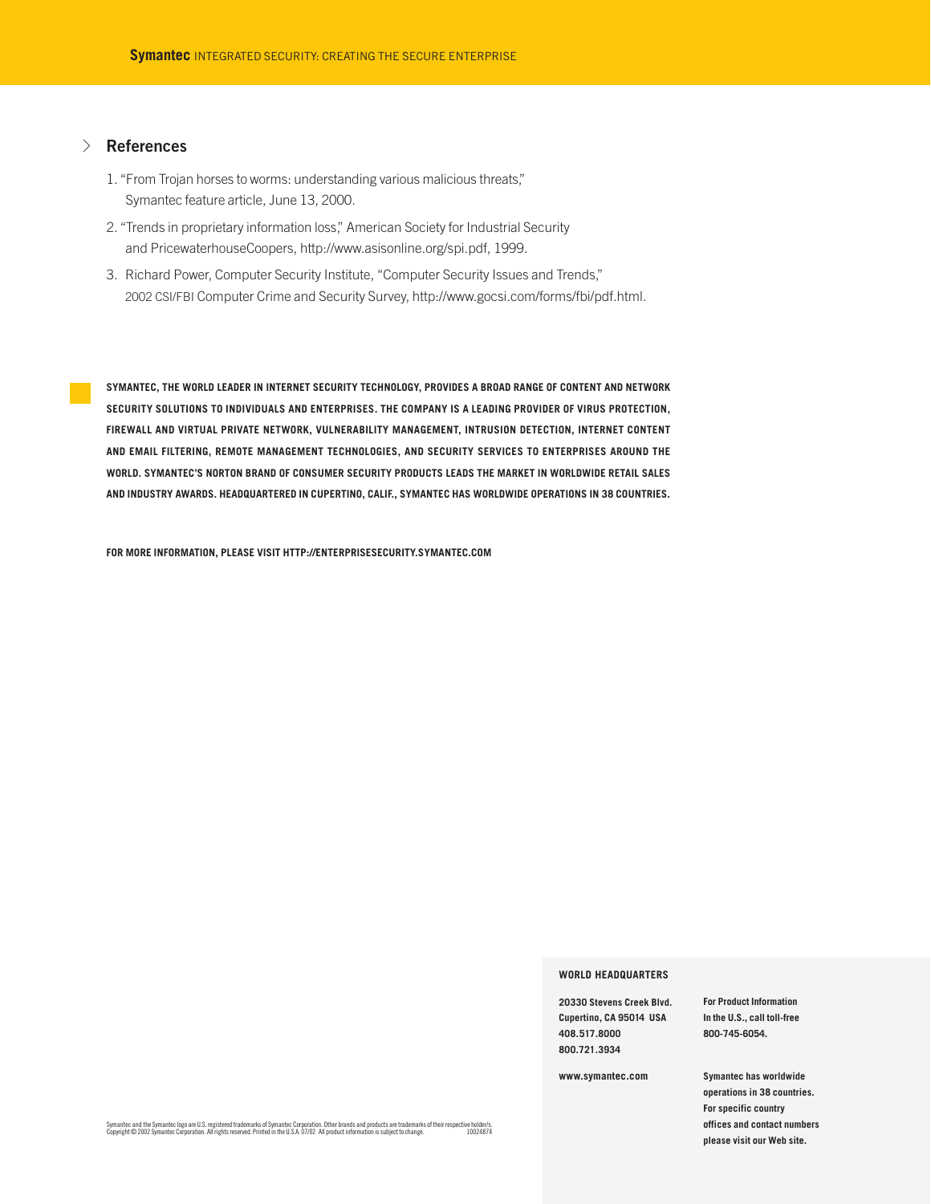## References

1. "From Trojan horses to worms: understanding various malicious threats," Symantec feature article, June 13, 2000.
2. "Trends in proprietary information loss," American Society for Industrial Security and PricewaterhouseCoopers, http://www.asisonline.org/spi.pdf, 1999.
3. Richard Power, Computer Security Institute, "Computer Security Issues and Trends," 2002 CSI/FBI Computer Crime and Security Survey, http://www.gocsi.com/forms/fbi/pdf.html.

**SYMANTEC, THE WORLD LEADER IN INTERNET SECURITY TECHNOLOGY, PROVIDES A BROAD RANGE OF CONTENT AND NETWORK SECURITY SOLUTIONS TO INDIVIDUALS AND ENTERPRISES. THE COMPANY IS A LEADING PROVIDER OF VIRUS PROTECTION, FIREWALL AND VIRTUAL PRIVATE NETWORK, VULNERABILITY MANAGEMENT, INTRUSION DETECTION, INTERNET CONTENT AND EMAIL FILTERING, REMOTE MANAGEMENT TECHNOLOGIES, AND SECURITY SERVICES TO ENTERPRISES AROUND THE WORLD. SYMANTEC'S NORTON BRAND OF CONSUMER SECURITY PRODUCTS LEADS THE MARKET IN WORLDWIDE RETAIL SALES AND INDUSTRY AWARDS. HEADQUARTERED IN CUPERTINO, CALIF., SYMANTEC HAS WORLDWIDE OPERATIONS IN 38 COUNTRIES.**

**FOR MORE INFORMATION, PLEASE VISIT HTTP://ENTERPRISESECURITY.SYMANTEC.COM**

**WORLD HEADQUARTERS**

**20330 Stevens Creek Blvd.**
**Cupertino, CA 95014 USA**
**408.517.8000**
**800.721.3934**

**www.symantec.com**

**For Product Information**
**In the U.S., call toll-free**
**800-745-6054.**

**Symantec has worldwide operations in 38 countries. For specific country offices and contact numbers please visit our Web site.**

Symantec and the Symantec logo are U.S. registered trademarks of Symantec Corporation. Other brands and products are trademarks of their respective holder/s. Copyright © 2002 Symantec Corporation. All rights reserved. Printed in the U.S.A. 07/02 All product information is subject to change. 10024874